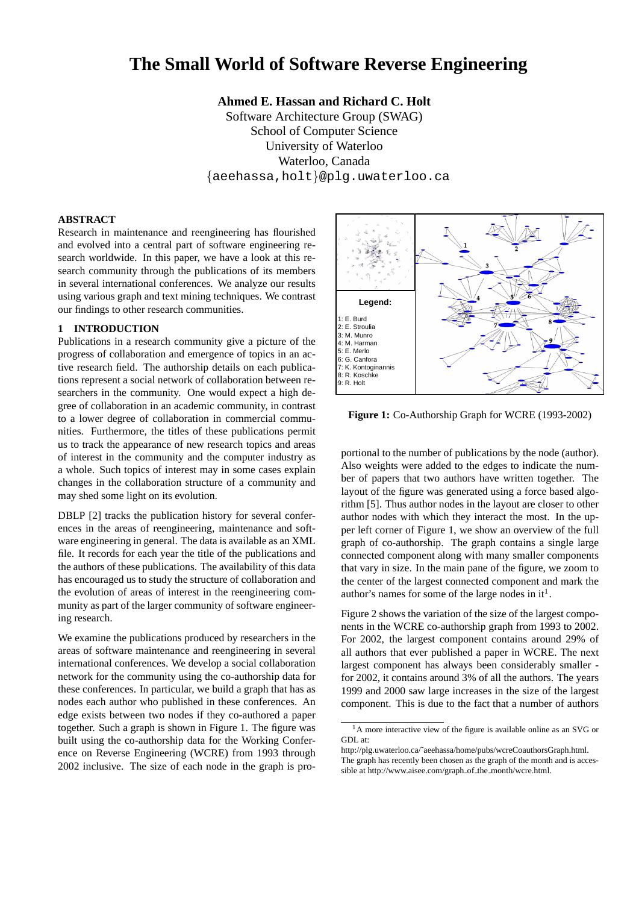# The Small World of Software Reverse Engineering

**Ahmed E. Hassan and Richard C. Holt**

Software Architecture Group (SWAG)
School of Computer Science
University of Waterloo
Waterloo, Canada
{aeehassa,holt}@plg.uwaterloo.ca

## ABSTRACT

Research in maintenance and reengineering has flourished and evolved into a central part of software engineering research worldwide. In this paper, we have a look at this research community through the publications of its members in several international conferences. We analyze our results using various graph and text mining techniques. We contrast our findings to other research communities.

## 1 INTRODUCTION

Publications in a research community give a picture of the progress of collaboration and emergence of topics in an active research field. The authorship details on each publications represent a social network of collaboration between researchers in the community. One would expect a high degree of collaboration in an academic community, in contrast to a lower degree of collaboration in commercial communities. Furthermore, the titles of these publications permit us to track the appearance of new research topics and areas of interest in the community and the computer industry as a whole. Such topics of interest may in some cases explain changes in the collaboration structure of a community and may shed some light on its evolution.

DBLP [2] tracks the publication history for several conferences in the areas of reengineering, maintenance and software engineering in general. The data is available as an XML file. It records for each year the title of the publications and the authors of these publications. The availability of this data has encouraged us to study the structure of collaboration and the evolution of areas of interest in the reengineering community as part of the larger community of software engineering research.

We examine the publications produced by researchers in the areas of software maintenance and reengineering in several international conferences. We develop a social collaboration network for the community using the co-authorship data for these conferences. In particular, we build a graph that has as nodes each author who published in these conferences. An edge exists between two nodes if they co-authored a paper together. Such a graph is shown in Figure 1. The figure was built using the co-authorship data for the Working Conference on Reverse Engineering (WCRE) from 1993 through 2002 inclusive. The size of each node in the graph is proportional to the number of publications by the node (author). Also weights were added to the edges to indicate the number of papers that two authors have written together. The layout of the figure was generated using a force based algorithm [5]. Thus author nodes in the layout are closer to other author nodes with which they interact the most. In the upper left corner of Figure 1, we show an overview of the full graph of co-authorship. The graph contains a single large connected component along with many smaller components that vary in size. In the main pane of the figure, we zoom to the center of the largest connected component and mark the author's names for some of the large nodes in it[1].

Legend:
1: E. Burd
2: E. Stroulia
3: M. Munro
4: M. Harman
5: E. Merlo
6: G. Canfora
7: K. Kontogiannis
8: R. Koschke
9: R. Holt

**Figure 1:** Co-Authorship Graph for WCRE (1993-2002)

Figure 2 shows the variation of the size of the largest components in the WCRE co-authorship graph from 1993 to 2002. For 2002, the largest component contains around 29% of all authors that ever published a paper in WCRE. The next largest component has always been considerably smaller - for 2002, it contains around 3% of all the authors. The years 1999 and 2000 saw large increases in the size of the largest component. This is due to the fact that a number of authors

[1] A more interactive view of the figure is available online as an SVG or GDL at:
http://plg.uwaterloo.ca/~aeehassa/home/pubs/wcreCoauthorsGraph.html.
The graph has recently been chosen as the graph of the month and is accessible at http://www.aisee.com/graph_of_the_month/wcre.html.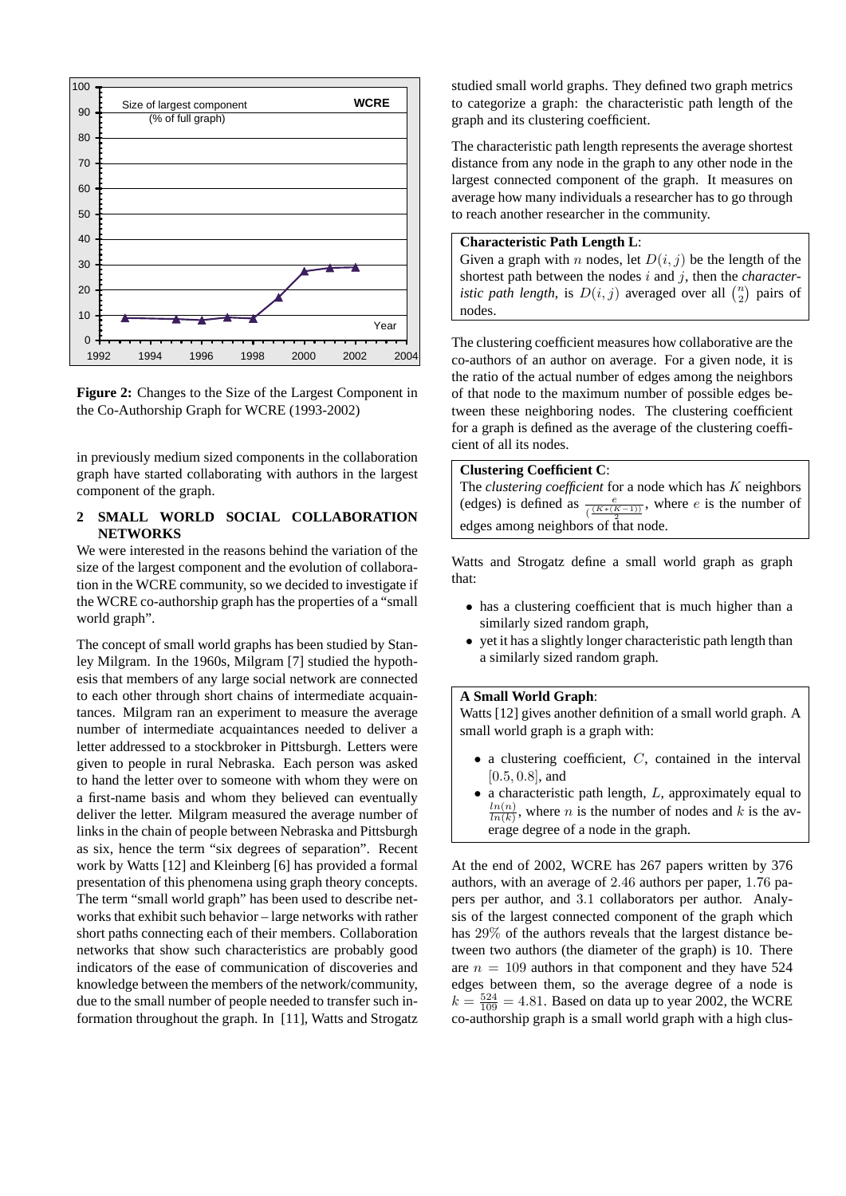**Figure 2:** Changes to the Size of the Largest Component in the Co-Authorship Graph for WCRE (1993-2002)

in previously medium sized components in the collaboration graph have started collaborating with authors in the largest component of the graph.

## 2 SMALL WORLD SOCIAL COLLABORATION NETWORKS

We were interested in the reasons behind the variation of the size of the largest component and the evolution of collaboration in the WCRE community, so we decided to investigate if the WCRE co-authorship graph has the properties of a "small world graph".

The concept of small world graphs has been studied by Stanley Milgram. In the 1960s, Milgram [7] studied the hypothesis that members of any large social network are connected to each other through short chains of intermediate acquaintances. Milgram ran an experiment to measure the average number of intermediate acquaintances needed to deliver a letter addressed to a stockbroker in Pittsburgh. Letters were given to people in rural Nebraska. Each person was asked to hand the letter over to someone with whom they were on a first-name basis and whom they believed can eventually deliver the letter. Milgram measured the average number of links in the chain of people between Nebraska and Pittsburgh as six, hence the term "six degrees of separation". Recent work by Watts [12] and Kleinberg [6] has provided a formal presentation of this phenomena using graph theory concepts. The term "small world graph" has been used to describe networks that exhibit such behavior – large networks with rather short paths connecting each of their members. Collaboration networks that show such characteristics are probably good indicators of the ease of communication of discoveries and knowledge between the members of the network/community, due to the small number of people needed to transfer such information throughout the graph. In [11], Watts and Strogatz studied small world graphs. They defined two graph metrics to categorize a graph: the characteristic path length of the graph and its clustering coefficient.

The characteristic path length represents the average shortest distance from any node in the graph to any other node in the largest connected component of the graph. It measures on average how many individuals a researcher has to go through to reach another researcher in the community.

**Characteristic Path Length L**:
Given a graph with $n$ nodes, let $D(i, j)$ be the length of the shortest path between the nodes $i$ and $j$, then the *characteristic path length*, is $D(i, j)$ averaged over all $\binom{n}{2}$ pairs of nodes.

The clustering coefficient measures how collaborative are the co-authors of an author on average. For a given node, it is the ratio of the actual number of edges among the neighbors of that node to the maximum number of possible edges between these neighboring nodes. The clustering coefficient for a graph is defined as the average of the clustering coefficient of all its nodes.

**Clustering Coefficient C**:
The *clustering coefficient* for a node which has $K$ neighbors (edges) is defined as $\frac{e}{(\frac{K*(K-1)}{2})}$, where $e$ is the number of edges among neighbors of that node.

Watts and Strogatz define a small world graph as graph that:

- has a clustering coefficient that is much higher than a similarly sized random graph,
- yet it has a slightly longer characteristic path length than a similarly sized random graph.

**A Small World Graph**:
Watts [12] gives another definition of a small world graph. A small world graph is a graph with:

- a clustering coefficient, $C$, contained in the interval $[0.5, 0.8]$, and
- a characteristic path length, $L$, approximately equal to $\frac{ln(n)}{ln(k)}$, where $n$ is the number of nodes and $k$ is the average degree of a node in the graph.

At the end of 2002, WCRE has 267 papers written by 376 authors, with an average of $2.46$ authors per paper, $1.76$ papers per author, and $3.1$ collaborators per author. Analysis of the largest connected component of the graph which has $29\%$ of the authors reveals that the largest distance between two authors (the diameter of the graph) is 10. There are $n = 109$ authors in that component and they have 524 edges between them, so the average degree of a node is $k = \frac{524}{109} = 4.81$. Based on data up to year 2002, the WCRE co-authorship graph is a small world graph with a high clus-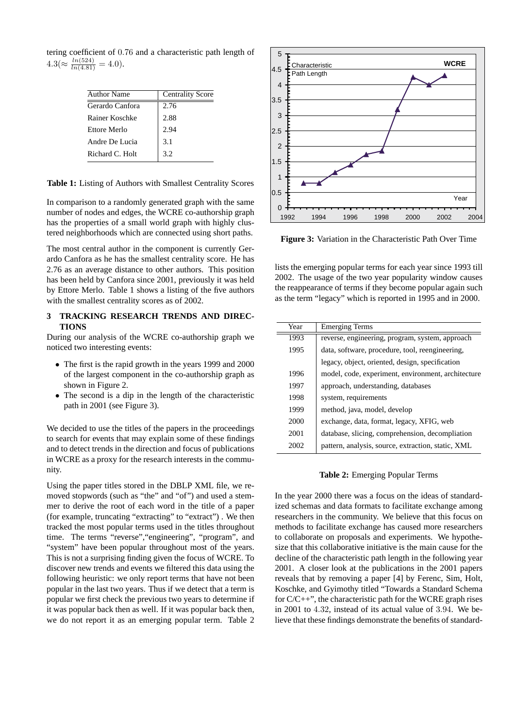tering coefficient of 0.76 and a characteristic path length of $4.3 (\approx \frac{ln(524)}{ln(4.81)} = 4.0)$.

| Author Name | Centrality Score |
|---|---|
| Gerardo Canfora | 2.76 |
| Rainer Koschke | 2.88 |
| Ettore Merlo | 2.94 |
| Andre De Lucia | 3.1 |
| Richard C. Holt | 3.2 |

**Table 1:** Listing of Authors with Smallest Centrality Scores

In comparison to a randomly generated graph with the same number of nodes and edges, the WCRE co-authorship graph has the properties of a small world graph with highly clustered neighborhoods which are connected using short paths.

The most central author in the component is currently Gerardo Canfora as he has the smallest centrality score. He has 2.76 as an average distance to other authors. This position has been held by Canfora since 2001, previously it was held by Ettore Merlo. Table 1 shows a listing of the five authors with the smallest centrality scores as of 2002.

## 3 TRACKING RESEARCH TRENDS AND DIRECTIONS

During our analysis of the WCRE co-authorship graph we noticed two interesting events:

- The first is the rapid growth in the years 1999 and 2000 of the largest component in the co-authorship graph as shown in Figure 2.
- The second is a dip in the length of the characteristic path in 2001 (see Figure 3).

We decided to use the titles of the papers in the proceedings to search for events that may explain some of these findings and to detect trends in the direction and focus of publications in WCRE as a proxy for the research interests in the community.

Using the paper titles stored in the DBLP XML file, we removed stopwords (such as "the" and "of") and used a stemmer to derive the root of each word in the title of a paper (for example, truncating "extracting" to "extract") . We then tracked the most popular terms used in the titles throughout time. The terms "reverse","engineering", "program", and "system" have been popular throughout most of the years. This is not a surprising finding given the focus of WCRE. To discover new trends and events we filtered this data using the following heuristic: we only report terms that have not been popular in the last two years. Thus if we detect that a term is popular we first check the previous two years to determine if it was popular back then as well. If it was popular back then, we do not report it as an emerging popular term. Table 2 lists the emerging popular terms for each year since 1993 till 2002. The usage of the two year popularity window causes the reappearance of terms if they become popular again such as the term "legacy" which is reported in 1995 and in 2000.

**Figure 3:** Variation in the Characteristic Path Over Time

| Year | Emerging Terms |
|---|---|
| 1993 | reverse, engineering, program, system, approach |
| 1995 | data, software, procedure, tool, reengineering, legacy, object, oriented, design, specification |
| 1996 | model, code, experiment, environment, architecture |
| 1997 | approach, understanding, databases |
| 1998 | system, requirements |
| 1999 | method, java, model, develop |
| 2000 | exchange, data, format, legacy, XFIG, web |
| 2001 | database, slicing, comprehension, decompliation |
| 2002 | pattern, analysis, source, extraction, static, XML |

**Table 2:** Emerging Popular Terms

In the year 2000 there was a focus on the ideas of standardized schemas and data formats to facilitate exchange among researchers in the community. We believe that this focus on methods to facilitate exchange has caused more researchers to collaborate on proposals and experiments. We hypothesize that this collaborative initiative is the main cause for the decline of the characteristic path length in the following year 2001. A closer look at the publications in the 2001 papers reveals that by removing a paper [4] by Ferenc, Sim, Holt, Koschke, and Gyimothy titled "Towards a Standard Schema for C/C++", the characteristic path for the WCRE graph rises in 2001 to 4.32, instead of its actual value of 3.94. We believe that these findings demonstrate the benefits of standard-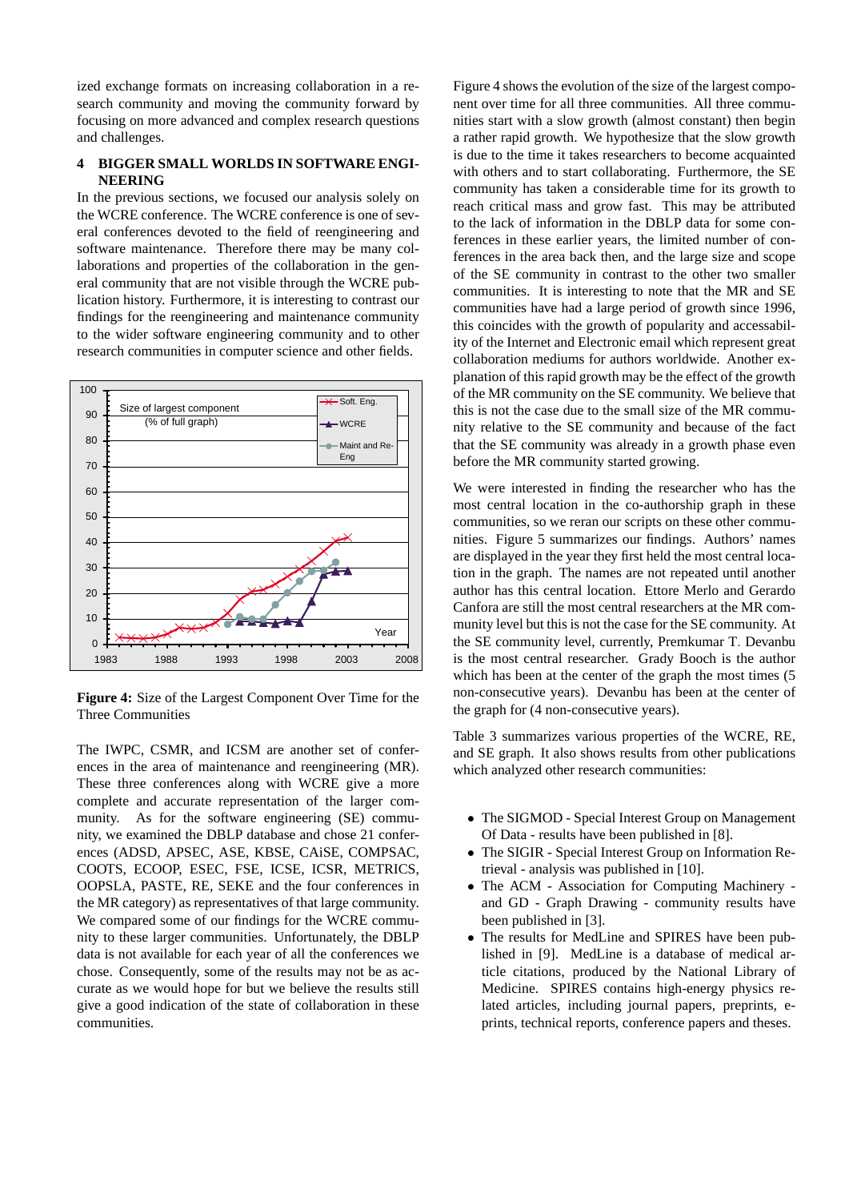ized exchange formats on increasing collaboration in a research community and moving the community forward by focusing on more advanced and complex research questions and challenges.

## 4 BIGGER SMALL WORLDS IN SOFTWARE ENGINEERING

In the previous sections, we focused our analysis solely on the WCRE conference. The WCRE conference is one of several conferences devoted to the field of reengineering and software maintenance. Therefore there may be many collaborations and properties of the collaboration in the general community that are not visible through the WCRE publication history. Furthermore, it is interesting to contrast our findings for the reengineering and maintenance community to the wider software engineering community and to other research communities in computer science and other fields.

Size of largest component
(% of full graph)

Soft. Eng.
WCRE
Maint and Re-Eng

100
90
80
70
60
50
40
30
20
10
0

1983 1988 1993 1998 2003 2008

Year

**Figure 4:** Size of the Largest Component Over Time for the Three Communities

The IWPC, CSMR, and ICSM are another set of conferences in the area of maintenance and reengineering (MR). These three conferences along with WCRE give a more complete and accurate representation of the larger community. As for the software engineering (SE) community, we examined the DBLP database and chose 21 conferences (ADSD, APSEC, ASE, KBSE, CAiSE, COMPSAC, COOTS, ECOOP, ESEC, FSE, ICSE, ICSR, METRICS, OOPSLA, PASTE, RE, SEKE and the four conferences in the MR category) as representatives of that large community. We compared some of our findings for the WCRE community to these larger communities. Unfortunately, the DBLP data is not available for each year of all the conferences we chose. Consequently, some of the results may not be as accurate as we would hope for but we believe the results still give a good indication of the state of collaboration in these communities.

Figure 4 shows the evolution of the size of the largest component over time for all three communities. All three communities start with a slow growth (almost constant) then begin a rather rapid growth. We hypothesize that the slow growth is due to the time it takes researchers to become acquainted with others and to start collaborating. Furthermore, the SE community has taken a considerable time for its growth to reach critical mass and grow fast. This may be attributed to the lack of information in the DBLP data for some conferences in these earlier years, the limited number of conferences in the area back then, and the large size and scope of the SE community in contrast to the other two smaller communities. It is interesting to note that the MR and SE communities have had a large period of growth since 1996, this coincides with the growth of popularity and accessability of the Internet and Electronic email which represent great collaboration mediums for authors worldwide. Another explanation of this rapid growth may be the effect of the growth of the MR community on the SE community. We believe that this is not the case due to the small size of the MR community relative to the SE community and because of the fact that the SE community was already in a growth phase even before the MR community started growing.

We were interested in finding the researcher who has the most central location in the co-authorship graph in these communities, so we reran our scripts on these other communities. Figure 5 summarizes our findings. Authors' names are displayed in the year they first held the most central location in the graph. The names are not repeated until another author has this central location. Ettore Merlo and Gerardo Canfora are still the most central researchers at the MR community level but this is not the case for the SE community. At the SE community level, currently, Premkumar T. Devanbu is the most central researcher. Grady Booch is the author which has been at the center of the graph the most times (5 non-consecutive years). Devanbu has been at the center of the graph for (4 non-consecutive years).

Table 3 summarizes various properties of the WCRE, RE, and SE graph. It also shows results from other publications which analyzed other research communities:

- The SIGMOD - Special Interest Group on Management Of Data - results have been published in [8].
- The SIGIR - Special Interest Group on Information Retrieval - analysis was published in [10].
- The ACM - Association for Computing Machinery - and GD - Graph Drawing - community results have been published in [3].
- The results for MedLine and SPIRES have been published in [9]. MedLine is a database of medical article citations, produced by the National Library of Medicine. SPIRES contains high-energy physics related articles, including journal papers, preprints, e-prints, technical reports, conference papers and theses.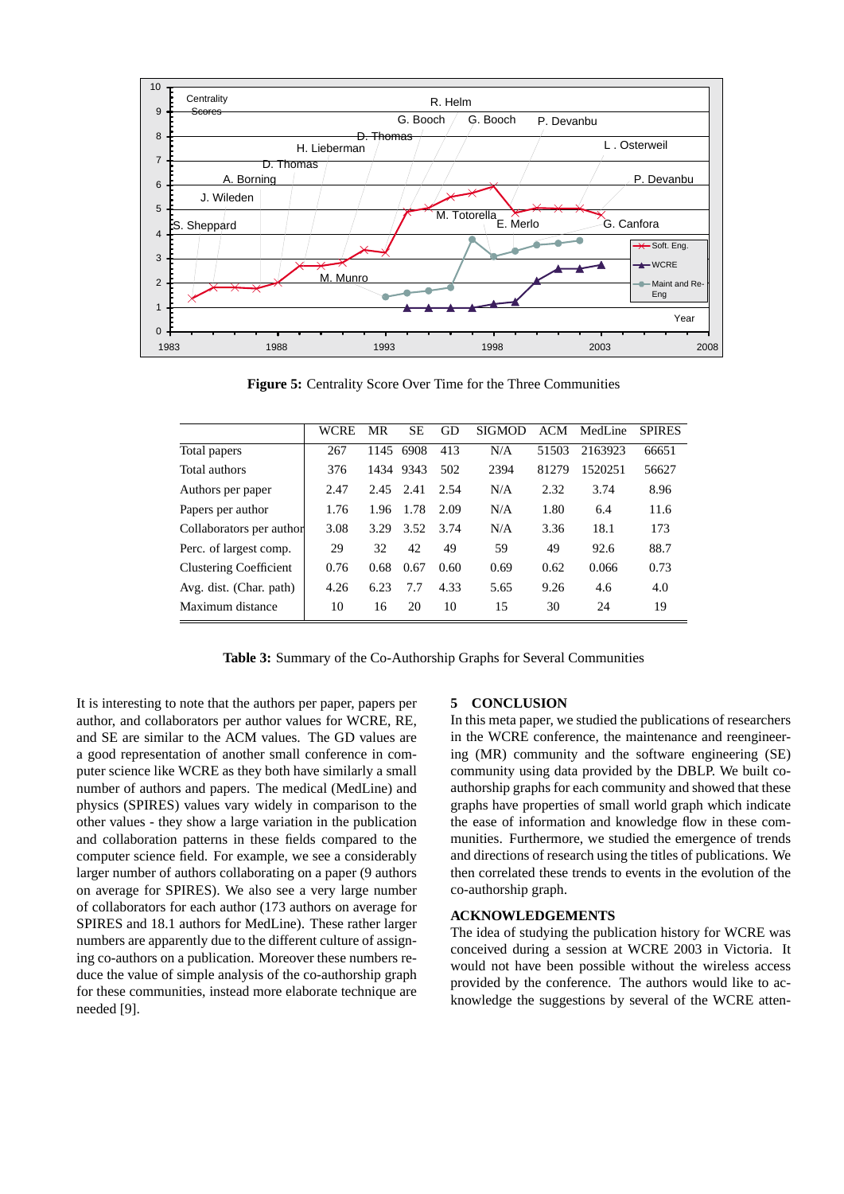Figure 5: Centrality Score Over Time for the Three Communities

| | WCRE | MR | SE | GD | SIGMOD | ACM | MedLine | SPIRES |
|---|---|---|---|---|---|---|---|---|
| Total papers | 267 | 1145 | 6908 | 413 | N/A | 51503 | 2163923 | 66651 |
| Total authors | 376 | 1434 | 9343 | 502 | 2394 | 81279 | 1520251 | 56627 |
| Authors per paper | 2.47 | 2.45 | 2.41 | 2.54 | N/A | 2.32 | 3.74 | 8.96 |
| Papers per author | 1.76 | 1.96 | 1.78 | 2.09 | N/A | 1.80 | 6.4 | 11.6 |
| Collaborators per author | 3.08 | 3.29 | 3.52 | 3.74 | N/A | 3.36 | 18.1 | 173 |
| Perc. of largest comp. | 29 | 32 | 42 | 49 | 59 | 49 | 92.6 | 88.7 |
| Clustering Coefficient | 0.76 | 0.68 | 0.67 | 0.60 | 0.69 | 0.62 | 0.066 | 0.73 |
| Avg. dist. (Char. path) | 4.26 | 6.23 | 7.7 | 4.33 | 5.65 | 9.26 | 4.6 | 4.0 |
| Maximum distance | 10 | 16 | 20 | 10 | 15 | 30 | 24 | 19 |

**Table 3:** Summary of the Co-Authorship Graphs for Several Communities

It is interesting to note that the authors per paper, papers per author, and collaborators per author values for WCRE, RE, and SE are similar to the ACM values. The GD values are a good representation of another small conference in computer science like WCRE as they both have similarly a small number of authors and papers. The medical (MedLine) and physics (SPIRES) values vary widely in comparison to the other values - they show a large variation in the publication and collaboration patterns in these fields compared to the computer science field. For example, we see a considerably larger number of authors collaborating on a paper (9 authors on average for SPIRES). We also see a very large number of collaborators for each author (173 authors on average for SPIRES and 18.1 authors for MedLine). These rather larger numbers are apparently due to the different culture of assigning co-authors on a publication. Moreover these numbers reduce the value of simple analysis of the co-authorship graph for these communities, instead more elaborate technique are needed [9].

## 5 CONCLUSION

In this meta paper, we studied the publications of researchers in the WCRE conference, the maintenance and reengineering (MR) community and the software engineering (SE) community using data provided by the DBLP. We built co-authorship graphs for each community and showed that these graphs have properties of small world graph which indicate the ease of information and knowledge flow in these communities. Furthermore, we studied the emergence of trends and directions of research using the titles of publications. We then correlated these trends to events in the evolution of the co-authorship graph.

## ACKNOWLEDGEMENTS

The idea of studying the publication history for WCRE was conceived during a session at WCRE 2003 in Victoria. It would not have been possible without the wireless access provided by the conference. The authors would like to acknowledge the suggestions by several of the WCRE atten-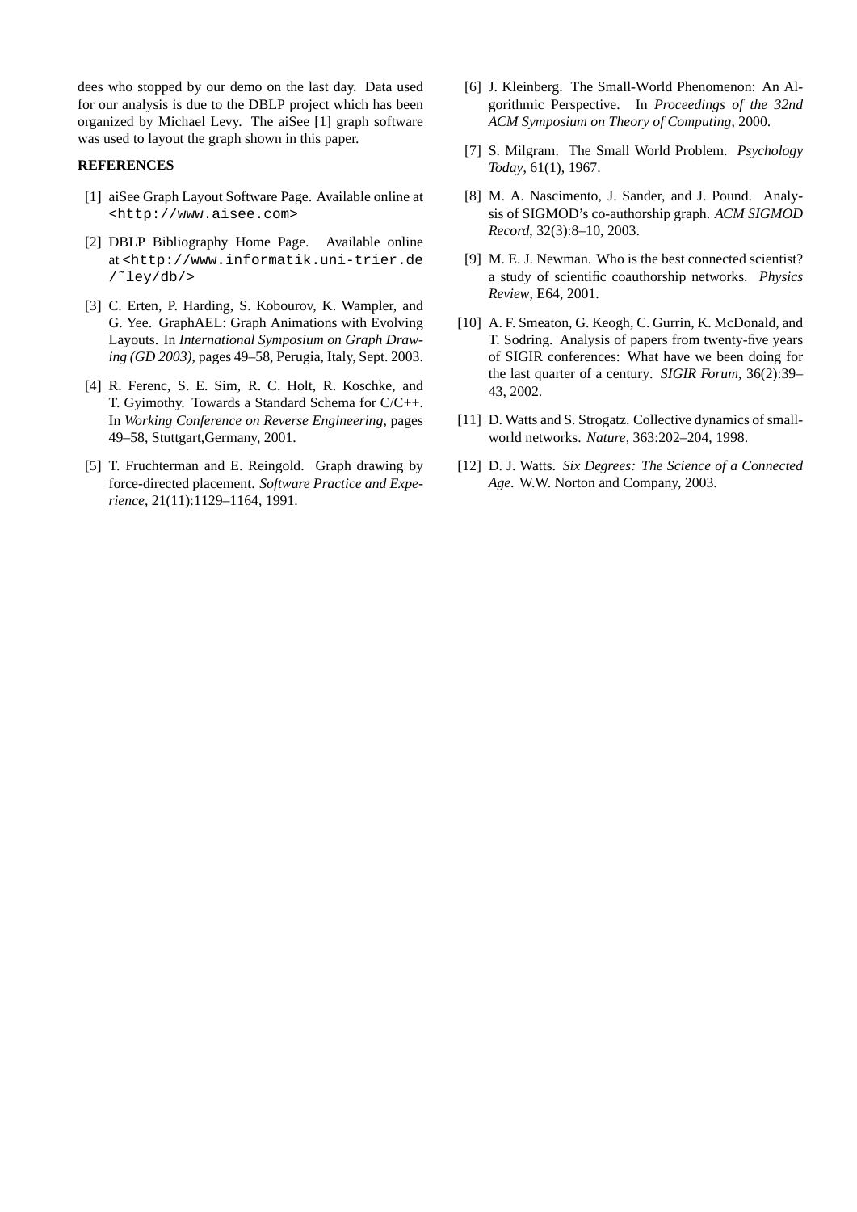dees who stopped by our demo on the last day. Data used for our analysis is due to the DBLP project which has been organized by Michael Levy. The aiSee [1] graph software was used to layout the graph shown in this paper.

## REFERENCES

[1] aiSee Graph Layout Software Page. Available online at `<http://www.aisee.com>`

[2] DBLP Bibliography Home Page. Available online at `<http://www.informatik.uni-trier.de/˜ley/db/>`

[3] C. Erten, P. Harding, S. Kobourov, K. Wampler, and G. Yee. GraphAEL: Graph Animations with Evolving Layouts. In *International Symposium on Graph Drawing (GD 2003)*, pages 49–58, Perugia, Italy, Sept. 2003.

[4] R. Ferenc, S. E. Sim, R. C. Holt, R. Koschke, and T. Gyimothy. Towards a Standard Schema for C/C++. In *Working Conference on Reverse Engineering*, pages 49–58, Stuttgart,Germany, 2001.

[5] T. Fruchterman and E. Reingold. Graph drawing by force-directed placement. *Software Practice and Experience*, 21(11):1129–1164, 1991.

[6] J. Kleinberg. The Small-World Phenomenon: An Algorithmic Perspective. In *Proceedings of the 32nd ACM Symposium on Theory of Computing*, 2000.

[7] S. Milgram. The Small World Problem. *Psychology Today*, 61(1), 1967.

[8] M. A. Nascimento, J. Sander, and J. Pound. Analysis of SIGMOD's co-authorship graph. *ACM SIGMOD Record*, 32(3):8–10, 2003.

[9] M. E. J. Newman. Who is the best connected scientist? a study of scientific coauthorship networks. *Physics Review*, E64, 2001.

[10] A. F. Smeaton, G. Keogh, C. Gurrin, K. McDonald, and T. Sodring. Analysis of papers from twenty-five years of SIGIR conferences: What have we been doing for the last quarter of a century. *SIGIR Forum*, 36(2):39–43, 2002.

[11] D. Watts and S. Strogatz. Collective dynamics of small-world networks. *Nature*, 363:202–204, 1998.

[12] D. J. Watts. *Six Degrees: The Science of a Connected Age*. W.W. Norton and Company, 2003.